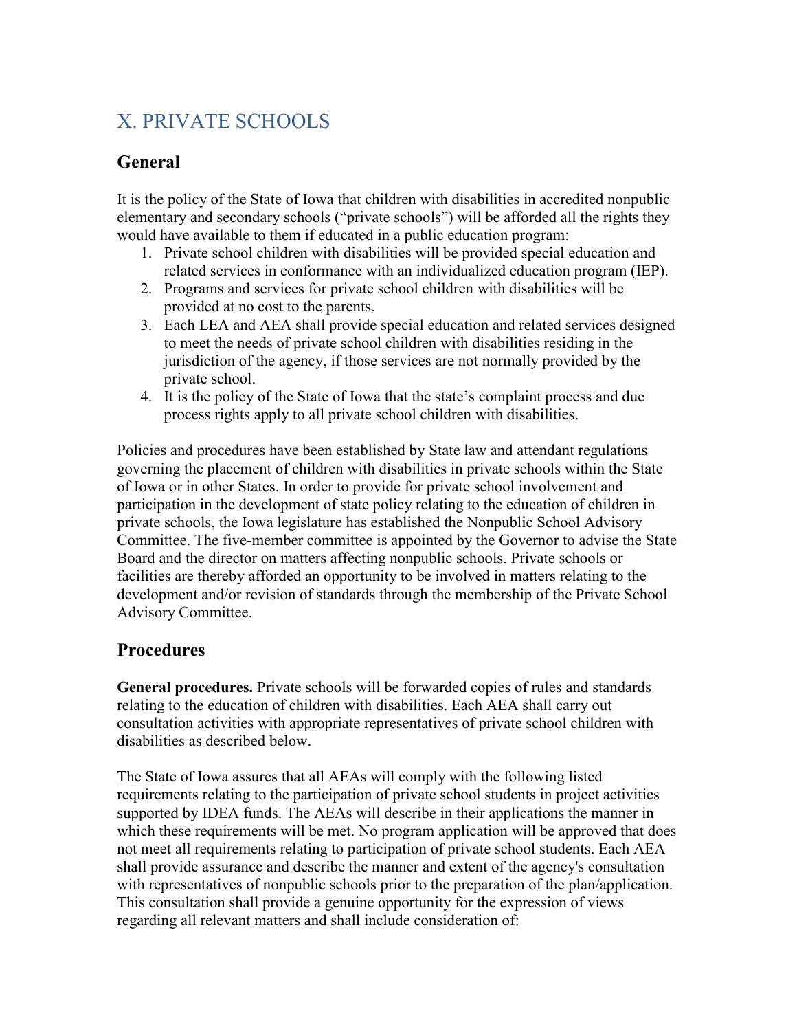# X. PRIVATE SCHOOLS

## General

It is the policy of the State of Iowa that children with disabilities in accredited nonpublic elementary and secondary schools ("private schools") will be afforded all the rights they would have available to them if educated in a public education program:

1. Private school children with disabilities will be provided special education and related services in conformance with an individualized education program (IEP).
2. Programs and services for private school children with disabilities will be provided at no cost to the parents.
3. Each LEA and AEA shall provide special education and related services designed to meet the needs of private school children with disabilities residing in the jurisdiction of the agency, if those services are not normally provided by the private school.
4. It is the policy of the State of Iowa that the state's complaint process and due process rights apply to all private school children with disabilities.

Policies and procedures have been established by State law and attendant regulations governing the placement of children with disabilities in private schools within the State of Iowa or in other States. In order to provide for private school involvement and participation in the development of state policy relating to the education of children in private schools, the Iowa legislature has established the Nonpublic School Advisory Committee. The five-member committee is appointed by the Governor to advise the State Board and the director on matters affecting nonpublic schools. Private schools or facilities are thereby afforded an opportunity to be involved in matters relating to the development and/or revision of standards through the membership of the Private School Advisory Committee.

## Procedures

**General procedures.** Private schools will be forwarded copies of rules and standards relating to the education of children with disabilities. Each AEA shall carry out consultation activities with appropriate representatives of private school children with disabilities as described below.

The State of Iowa assures that all AEAs will comply with the following listed requirements relating to the participation of private school students in project activities supported by IDEA funds. The AEAs will describe in their applications the manner in which these requirements will be met. No program application will be approved that does not meet all requirements relating to participation of private school students. Each AEA shall provide assurance and describe the manner and extent of the agency's consultation with representatives of nonpublic schools prior to the preparation of the plan/application. This consultation shall provide a genuine opportunity for the expression of views regarding all relevant matters and shall include consideration of: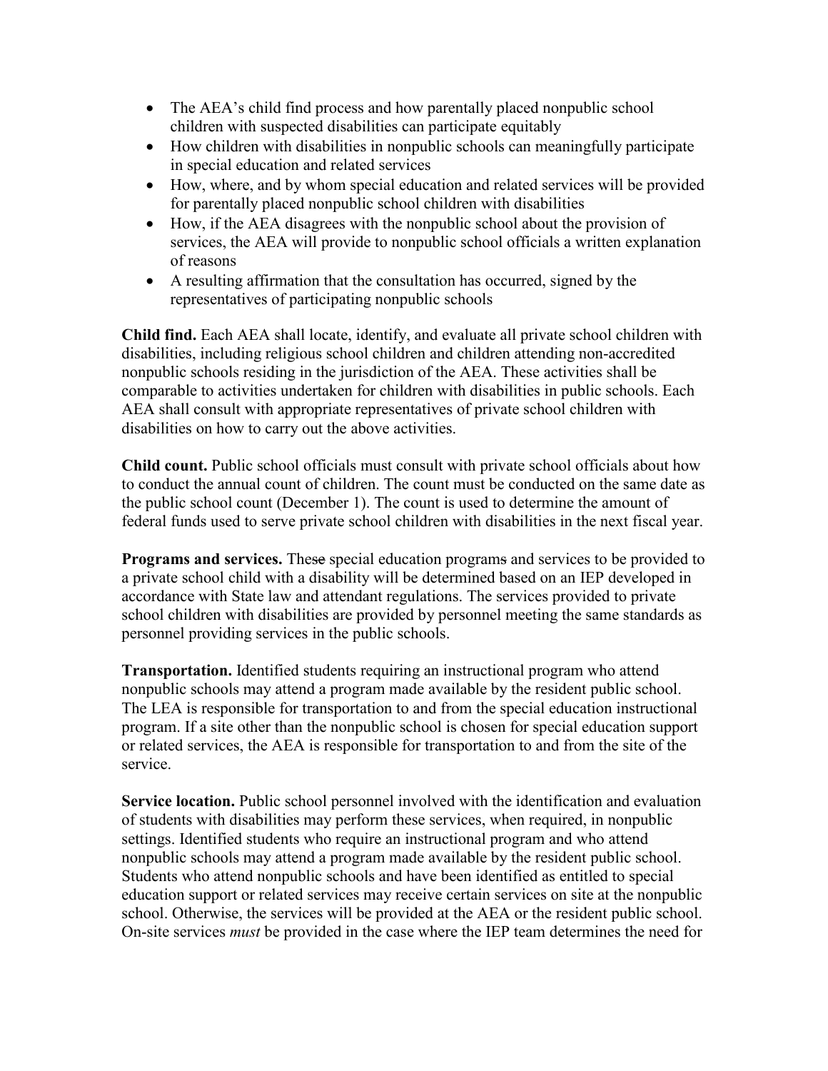- The AEA's child find process and how parentally placed nonpublic school children with suspected disabilities can participate equitably
- How children with disabilities in nonpublic schools can meaningfully participate in special education and related services
- How, where, and by whom special education and related services will be provided for parentally placed nonpublic school children with disabilities
- How, if the AEA disagrees with the nonpublic school about the provision of services, the AEA will provide to nonpublic school officials a written explanation of reasons
- A resulting affirmation that the consultation has occurred, signed by the representatives of participating nonpublic schools

**Child find.** Each AEA shall locate, identify, and evaluate all private school children with disabilities, including religious school children and children attending non-accredited nonpublic schools residing in the jurisdiction of the AEA. These activities shall be comparable to activities undertaken for children with disabilities in public schools. Each AEA shall consult with appropriate representatives of private school children with disabilities on how to carry out the above activities.

**Child count.** Public school officials must consult with private school officials about how to conduct the annual count of children. The count must be conducted on the same date as the public school count (December 1). The count is used to determine the amount of federal funds used to serve private school children with disabilities in the next fiscal year.

**Programs and services.** These special education programs and services to be provided to a private school child with a disability will be determined based on an IEP developed in accordance with State law and attendant regulations. The services provided to private school children with disabilities are provided by personnel meeting the same standards as personnel providing services in the public schools.

**Transportation.** Identified students requiring an instructional program who attend nonpublic schools may attend a program made available by the resident public school. The LEA is responsible for transportation to and from the special education instructional program. If a site other than the nonpublic school is chosen for special education support or related services, the AEA is responsible for transportation to and from the site of the service.

**Service location.** Public school personnel involved with the identification and evaluation of students with disabilities may perform these services, when required, in nonpublic settings. Identified students who require an instructional program and who attend nonpublic schools may attend a program made available by the resident public school. Students who attend nonpublic schools and have been identified as entitled to special education support or related services may receive certain services on site at the nonpublic school. Otherwise, the services will be provided at the AEA or the resident public school. On-site services *must* be provided in the case where the IEP team determines the need for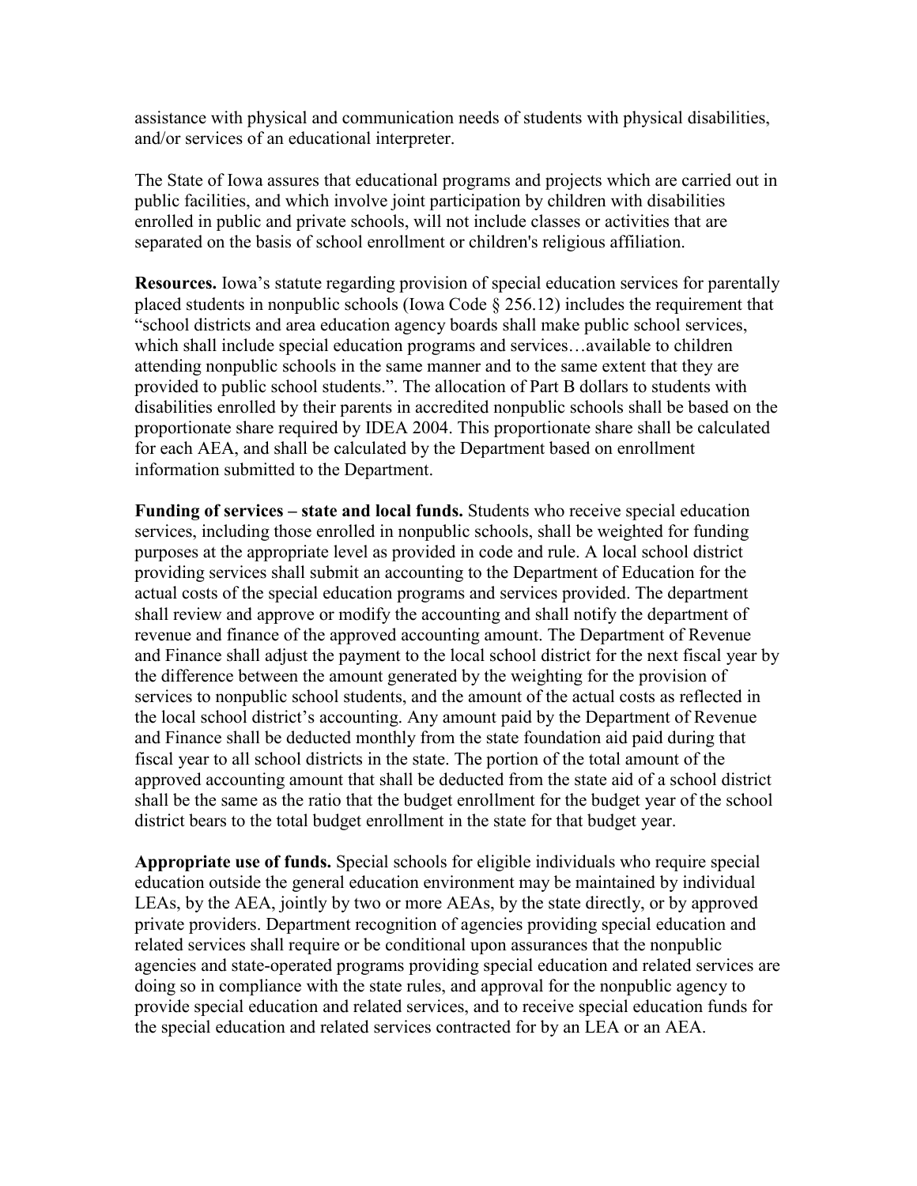assistance with physical and communication needs of students with physical disabilities, and/or services of an educational interpreter.

The State of Iowa assures that educational programs and projects which are carried out in public facilities, and which involve joint participation by children with disabilities enrolled in public and private schools, will not include classes or activities that are separated on the basis of school enrollment or children's religious affiliation.

**Resources.** Iowa's statute regarding provision of special education services for parentally placed students in nonpublic schools (Iowa Code § 256.12) includes the requirement that "school districts and area education agency boards shall make public school services, which shall include special education programs and services…available to children attending nonpublic schools in the same manner and to the same extent that they are provided to public school students.". The allocation of Part B dollars to students with disabilities enrolled by their parents in accredited nonpublic schools shall be based on the proportionate share required by IDEA 2004. This proportionate share shall be calculated for each AEA, and shall be calculated by the Department based on enrollment information submitted to the Department.

**Funding of services – state and local funds.** Students who receive special education services, including those enrolled in nonpublic schools, shall be weighted for funding purposes at the appropriate level as provided in code and rule. A local school district providing services shall submit an accounting to the Department of Education for the actual costs of the special education programs and services provided. The department shall review and approve or modify the accounting and shall notify the department of revenue and finance of the approved accounting amount. The Department of Revenue and Finance shall adjust the payment to the local school district for the next fiscal year by the difference between the amount generated by the weighting for the provision of services to nonpublic school students, and the amount of the actual costs as reflected in the local school district's accounting. Any amount paid by the Department of Revenue and Finance shall be deducted monthly from the state foundation aid paid during that fiscal year to all school districts in the state. The portion of the total amount of the approved accounting amount that shall be deducted from the state aid of a school district shall be the same as the ratio that the budget enrollment for the budget year of the school district bears to the total budget enrollment in the state for that budget year.

**Appropriate use of funds.** Special schools for eligible individuals who require special education outside the general education environment may be maintained by individual LEAs, by the AEA, jointly by two or more AEAs, by the state directly, or by approved private providers. Department recognition of agencies providing special education and related services shall require or be conditional upon assurances that the nonpublic agencies and state-operated programs providing special education and related services are doing so in compliance with the state rules, and approval for the nonpublic agency to provide special education and related services, and to receive special education funds for the special education and related services contracted for by an LEA or an AEA.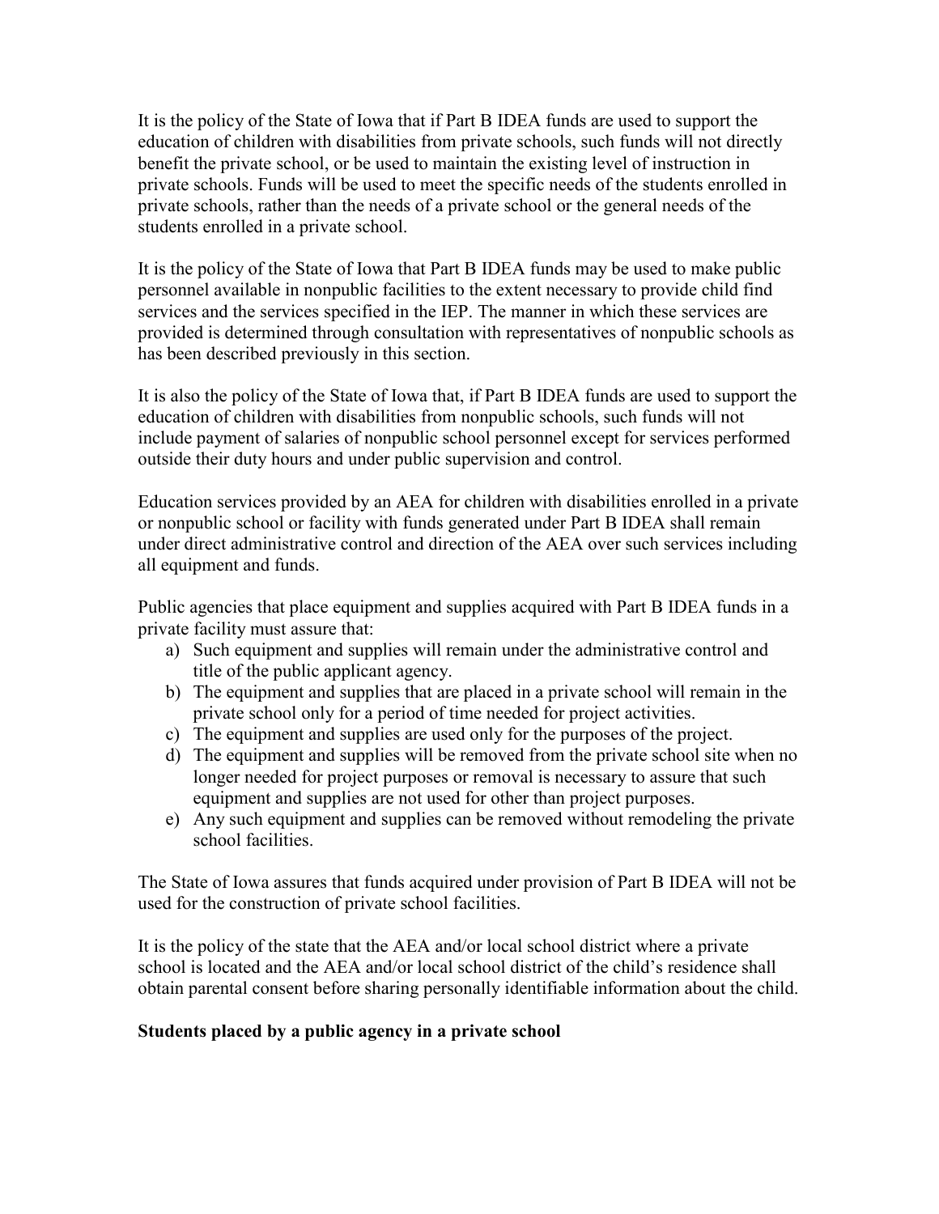It is the policy of the State of Iowa that if Part B IDEA funds are used to support the education of children with disabilities from private schools, such funds will not directly benefit the private school, or be used to maintain the existing level of instruction in private schools. Funds will be used to meet the specific needs of the students enrolled in private schools, rather than the needs of a private school or the general needs of the students enrolled in a private school.

It is the policy of the State of Iowa that Part B IDEA funds may be used to make public personnel available in nonpublic facilities to the extent necessary to provide child find services and the services specified in the IEP. The manner in which these services are provided is determined through consultation with representatives of nonpublic schools as has been described previously in this section.

It is also the policy of the State of Iowa that, if Part B IDEA funds are used to support the education of children with disabilities from nonpublic schools, such funds will not include payment of salaries of nonpublic school personnel except for services performed outside their duty hours and under public supervision and control.

Education services provided by an AEA for children with disabilities enrolled in a private or nonpublic school or facility with funds generated under Part B IDEA shall remain under direct administrative control and direction of the AEA over such services including all equipment and funds.

Public agencies that place equipment and supplies acquired with Part B IDEA funds in a private facility must assure that:

a) Such equipment and supplies will remain under the administrative control and title of the public applicant agency.
b) The equipment and supplies that are placed in a private school will remain in the private school only for a period of time needed for project activities.
c) The equipment and supplies are used only for the purposes of the project.
d) The equipment and supplies will be removed from the private school site when no longer needed for project purposes or removal is necessary to assure that such equipment and supplies are not used for other than project purposes.
e) Any such equipment and supplies can be removed without remodeling the private school facilities.

The State of Iowa assures that funds acquired under provision of Part B IDEA will not be used for the construction of private school facilities.

It is the policy of the state that the AEA and/or local school district where a private school is located and the AEA and/or local school district of the child's residence shall obtain parental consent before sharing personally identifiable information about the child.

**Students placed by a public agency in a private school**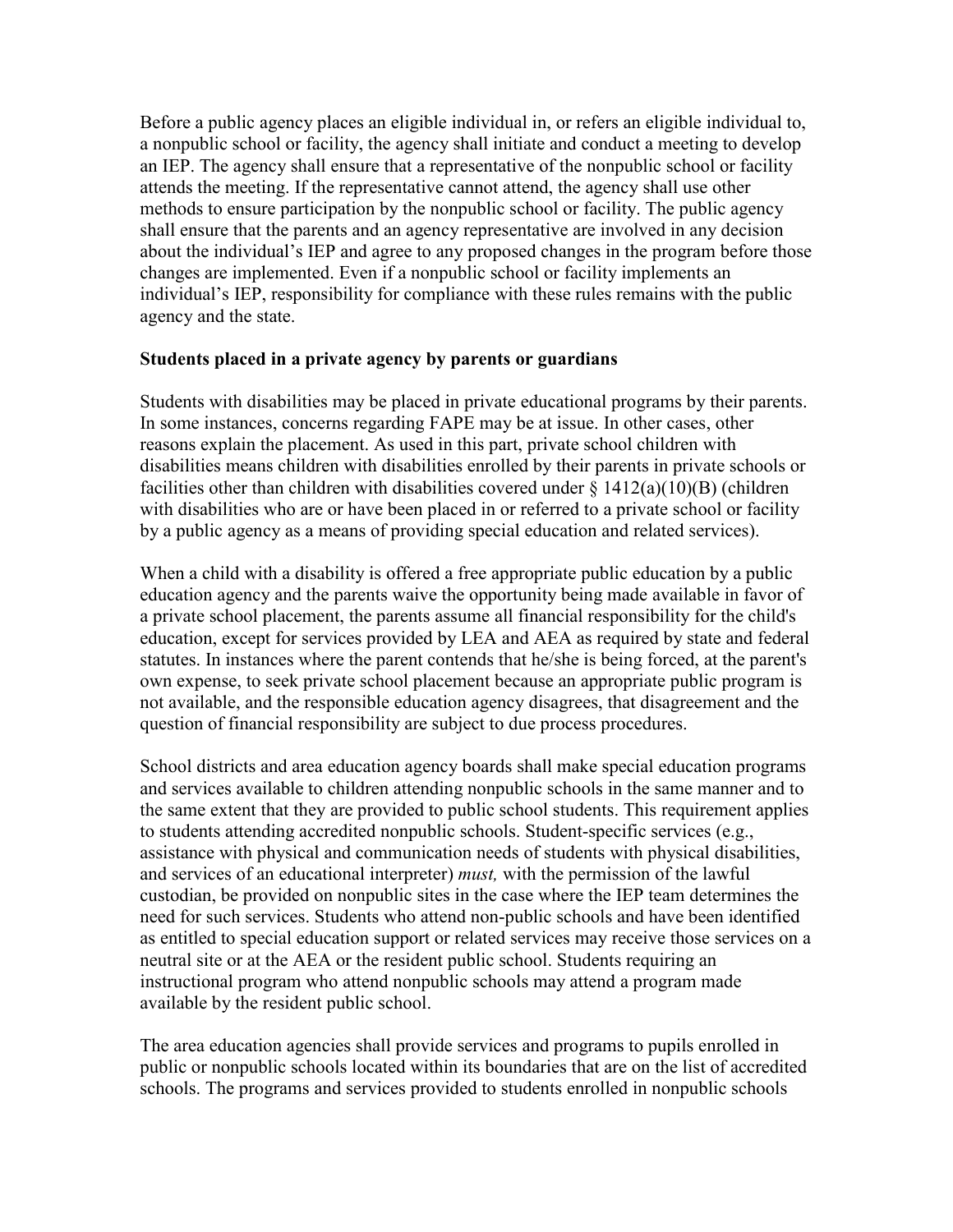Before a public agency places an eligible individual in, or refers an eligible individual to, a nonpublic school or facility, the agency shall initiate and conduct a meeting to develop an IEP. The agency shall ensure that a representative of the nonpublic school or facility attends the meeting. If the representative cannot attend, the agency shall use other methods to ensure participation by the nonpublic school or facility. The public agency shall ensure that the parents and an agency representative are involved in any decision about the individual's IEP and agree to any proposed changes in the program before those changes are implemented. Even if a nonpublic school or facility implements an individual's IEP, responsibility for compliance with these rules remains with the public agency and the state.

**Students placed in a private agency by parents or guardians**

Students with disabilities may be placed in private educational programs by their parents. In some instances, concerns regarding FAPE may be at issue. In other cases, other reasons explain the placement. As used in this part, private school children with disabilities means children with disabilities enrolled by their parents in private schools or facilities other than children with disabilities covered under § 1412(a)(10)(B) (children with disabilities who are or have been placed in or referred to a private school or facility by a public agency as a means of providing special education and related services).

When a child with a disability is offered a free appropriate public education by a public education agency and the parents waive the opportunity being made available in favor of a private school placement, the parents assume all financial responsibility for the child's education, except for services provided by LEA and AEA as required by state and federal statutes. In instances where the parent contends that he/she is being forced, at the parent's own expense, to seek private school placement because an appropriate public program is not available, and the responsible education agency disagrees, that disagreement and the question of financial responsibility are subject to due process procedures.

School districts and area education agency boards shall make special education programs and services available to children attending nonpublic schools in the same manner and to the same extent that they are provided to public school students. This requirement applies to students attending accredited nonpublic schools. Student-specific services (e.g., assistance with physical and communication needs of students with physical disabilities, and services of an educational interpreter) *must,* with the permission of the lawful custodian, be provided on nonpublic sites in the case where the IEP team determines the need for such services. Students who attend non-public schools and have been identified as entitled to special education support or related services may receive those services on a neutral site or at the AEA or the resident public school. Students requiring an instructional program who attend nonpublic schools may attend a program made available by the resident public school.

The area education agencies shall provide services and programs to pupils enrolled in public or nonpublic schools located within its boundaries that are on the list of accredited schools. The programs and services provided to students enrolled in nonpublic schools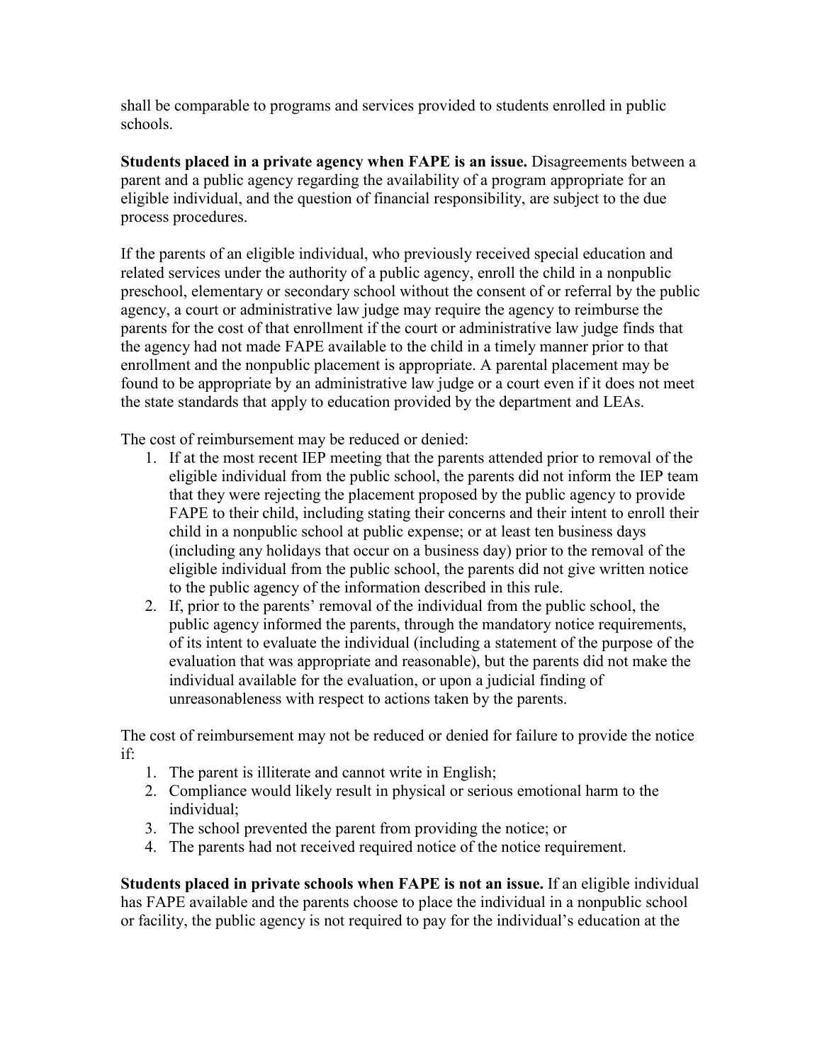shall be comparable to programs and services provided to students enrolled in public schools.

**Students placed in a private agency when FAPE is an issue.** Disagreements between a parent and a public agency regarding the availability of a program appropriate for an eligible individual, and the question of financial responsibility, are subject to the due process procedures.

If the parents of an eligible individual, who previously received special education and related services under the authority of a public agency, enroll the child in a nonpublic preschool, elementary or secondary school without the consent of or referral by the public agency, a court or administrative law judge may require the agency to reimburse the parents for the cost of that enrollment if the court or administrative law judge finds that the agency had not made FAPE available to the child in a timely manner prior to that enrollment and the nonpublic placement is appropriate. A parental placement may be found to be appropriate by an administrative law judge or a court even if it does not meet the state standards that apply to education provided by the department and LEAs.

The cost of reimbursement may be reduced or denied:

1. If at the most recent IEP meeting that the parents attended prior to removal of the eligible individual from the public school, the parents did not inform the IEP team that they were rejecting the placement proposed by the public agency to provide FAPE to their child, including stating their concerns and their intent to enroll their child in a nonpublic school at public expense; or at least ten business days (including any holidays that occur on a business day) prior to the removal of the eligible individual from the public school, the parents did not give written notice to the public agency of the information described in this rule.
2. If, prior to the parents' removal of the individual from the public school, the public agency informed the parents, through the mandatory notice requirements, of its intent to evaluate the individual (including a statement of the purpose of the evaluation that was appropriate and reasonable), but the parents did not make the individual available for the evaluation, or upon a judicial finding of unreasonableness with respect to actions taken by the parents.

The cost of reimbursement may not be reduced or denied for failure to provide the notice if:

1. The parent is illiterate and cannot write in English;
2. Compliance would likely result in physical or serious emotional harm to the individual;
3. The school prevented the parent from providing the notice; or
4. The parents had not received required notice of the notice requirement.

**Students placed in private schools when FAPE is not an issue.** If an eligible individual has FAPE available and the parents choose to place the individual in a nonpublic school or facility, the public agency is not required to pay for the individual's education at the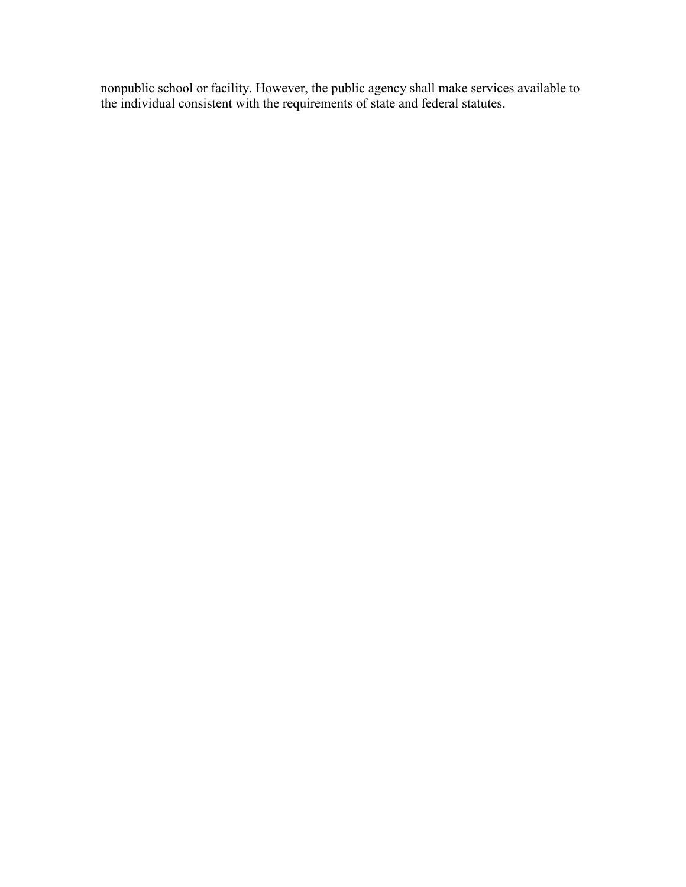nonpublic school or facility. However, the public agency shall make services available to the individual consistent with the requirements of state and federal statutes.